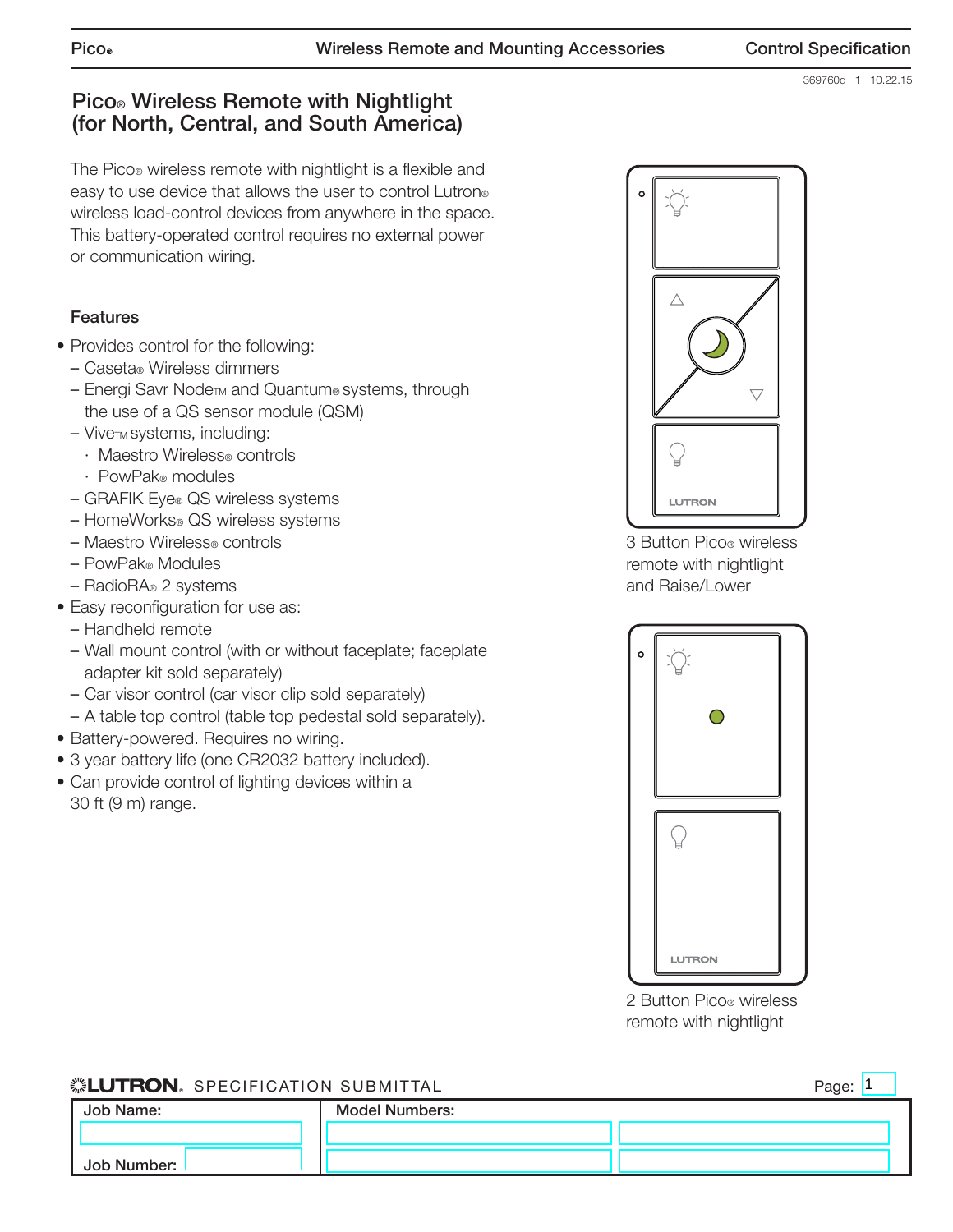369760d 1 10.22.15

# Pico® Wireless Remote with Nightlight (for North, Central, and South America)

The Pico® wireless remote with nightlight is a flexible and easy to use device that allows the user to control Lutron® wireless load-control devices from anywhere in the space. This battery-operated control requires no external power or communication wiring.

## Features

- Provides control for the following:
  - Caseta® Wireless dimmers
  - Energi Savr Node™ and Quantum® systems, through the use of a QS sensor module (QSM)
  - Vive™ systems, including:
    - Maestro Wireless® controls
    - PowPak® modules
  - GRAFIK Eye® QS wireless systems
  - HomeWorks® QS wireless systems
  - Maestro Wireless® controls
  - PowPak® Modules
  - RadioRA® 2 systems
- Easy reconfiguration for use as:
  - Handheld remote
  - Wall mount control (with or without faceplate; faceplate adapter kit sold separately)
  - Car visor control (car visor clip sold separately)
  - A table top control (table top pedestal sold separately).
- Battery-powered. Requires no wiring.
- 3 year battery life (one CR2032 battery included).
- Can provide control of lighting devices within a 30 ft (9 m) range.

3 Button Pico® wireless remote with nightlight and Raise/Lower

2 Button Pico® wireless remote with nightlight

LUTRON® SPECIFICATION SUBMITTAL Page: 1

| Job Name: | Model Numbers: | |
|---|---|---|
| | | |
| Job Number: | | |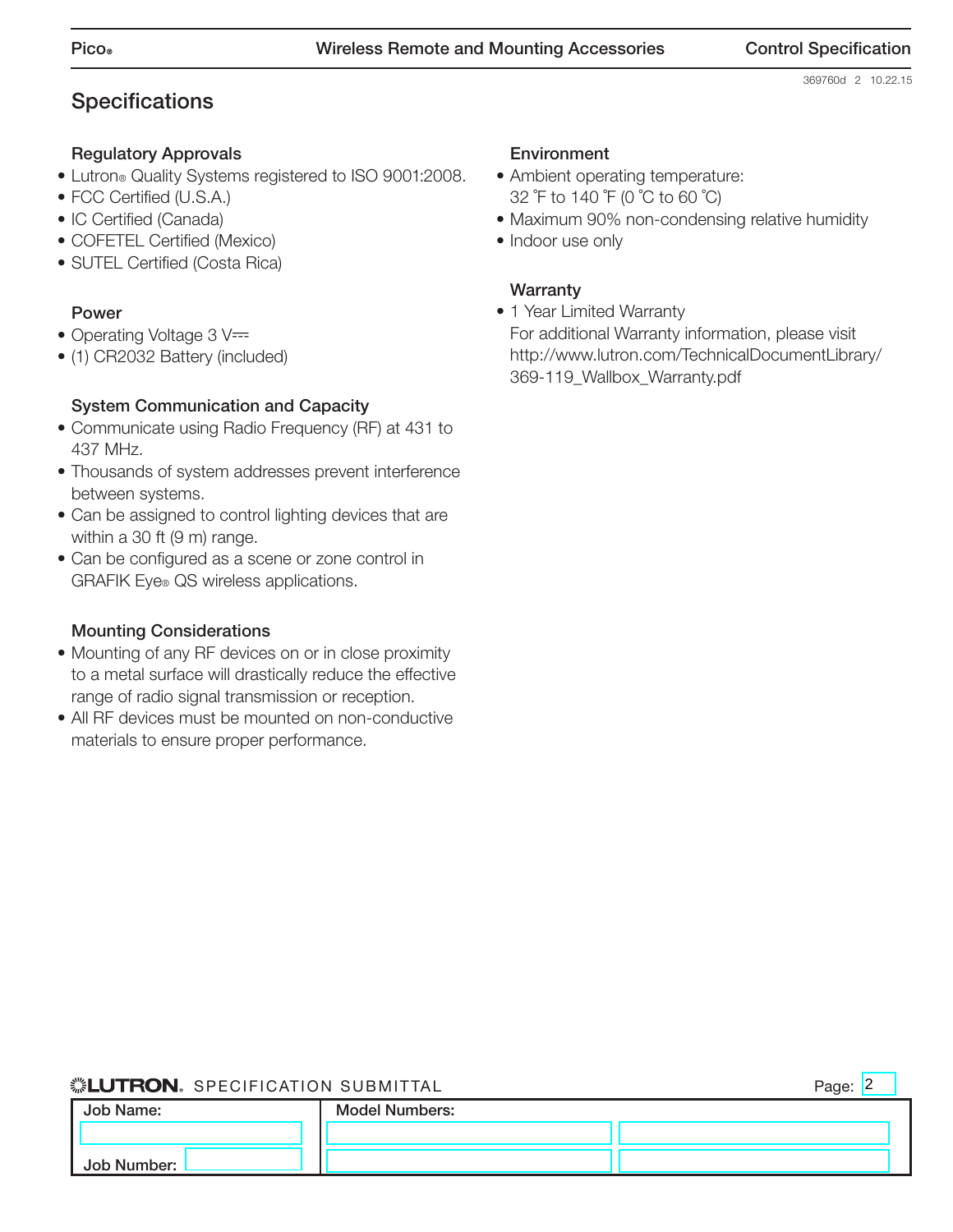## Specifications

### Regulatory Approvals

- Lutron® Quality Systems registered to ISO 9001:2008.
- FCC Certified (U.S.A.)
- IC Certified (Canada)
- COFETEL Certified (Mexico)
- SUTEL Certified (Costa Rica)

### Power

- Operating Voltage 3 V⎓
- (1) CR2032 Battery (included)

### System Communication and Capacity

- Communicate using Radio Frequency (RF) at 431 to 437 MHz.
- Thousands of system addresses prevent interference between systems.
- Can be assigned to control lighting devices that are within a 30 ft (9 m) range.
- Can be configured as a scene or zone control in GRAFIK Eye® QS wireless applications.

### Mounting Considerations

- Mounting of any RF devices on or in close proximity to a metal surface will drastically reduce the effective range of radio signal transmission or reception.
- All RF devices must be mounted on non-conductive materials to ensure proper performance.

### Environment

- Ambient operating temperature: 32 °F to 140 °F (0 °C to 60 °C)
- Maximum 90% non-condensing relative humidity
- Indoor use only

### Warranty

- 1 Year Limited Warranty
  For additional Warranty information, please visit http://www.lutron.com/TechnicalDocumentLibrary/369-119_Wallbox_Warranty.pdf

**LUTRON** SPECIFICATION SUBMITTAL

| Job Name: | Model Numbers: | |
|---|---|---|
| | | |
| Job Number: | | |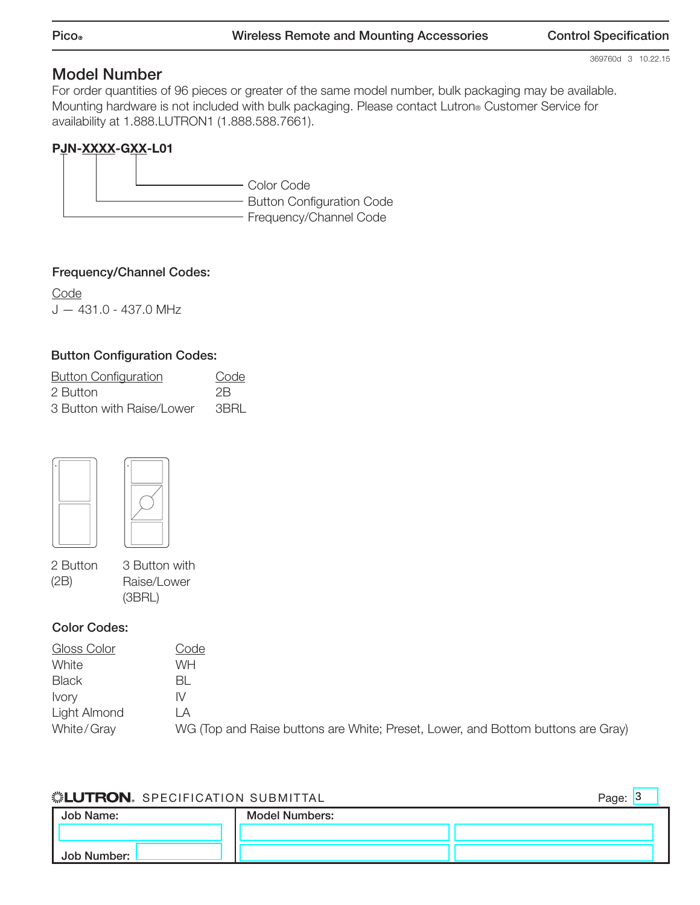369760d 3 10.22.15

## Model Number

For order quantities of 96 pieces or greater of the same model number, bulk packaging may be available. Mounting hardware is not included with bulk packaging. Please contact Lutron® Customer Service for availability at 1.888.LUTRON1 (1.888.588.7661).

**PJN-XXXX-GXX-L01**

- Color Code
- Button Configuration Code
- Frequency/Channel Code

### Frequency/Channel Codes:

| Code |
|---|
| J — 431.0 - 437.0 MHz |

### Button Configuration Codes:

| Button Configuration | Code |
|---|---|
| 2 Button | 2B |
| 3 Button with Raise/Lower | 3BRL |

2 Button (2B)

3 Button with Raise/Lower (3BRL)

### Color Codes:

| Gloss Color | Code |
|---|---|
| White | WH |
| Black | BL |
| Ivory | IV |
| Light Almond | LA |
| White/Gray | WG (Top and Raise buttons are White; Preset, Lower, and Bottom buttons are Gray) |

**LUTRON** SPECIFICATION SUBMITTAL

| Job Name: | Model Numbers: | |
|---|---|---|
| | | |
| Job Number: | | |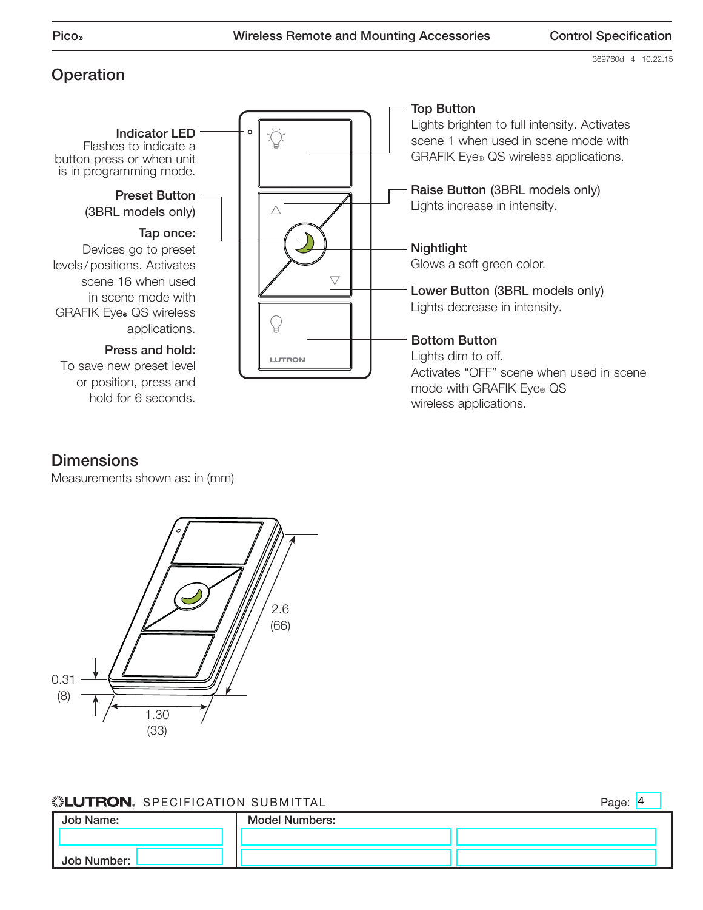## Operation

**Indicator LED**
Flashes to indicate a button press or when unit is in programming mode.

**Preset Button** (3BRL models only)

**Tap once:**
Devices go to preset levels/positions. Activates scene 16 when used in scene mode with GRAFIK Eye® QS wireless applications.

**Press and hold:**
To save new preset level or position, press and hold for 6 seconds.

**Top Button**
Lights brighten to full intensity. Activates scene 1 when used in scene mode with GRAFIK Eye® QS wireless applications.

**Raise Button** (3BRL models only)
Lights increase in intensity.

**Nightlight**
Glows a soft green color.

**Lower Button** (3BRL models only)
Lights decrease in intensity.

**Bottom Button**
Lights dim to off.
Activates "OFF" scene when used in scene mode with GRAFIK Eye® QS wireless applications.

## Dimensions

Measurements shown as: in (mm)

2.6 (66)

0.31 (8)

1.30 (33)

LUTRON® SPECIFICATION SUBMITTAL

| Job Name: | Model Numbers: | |
|---|---|---|
| | | |
| Job Number: | | |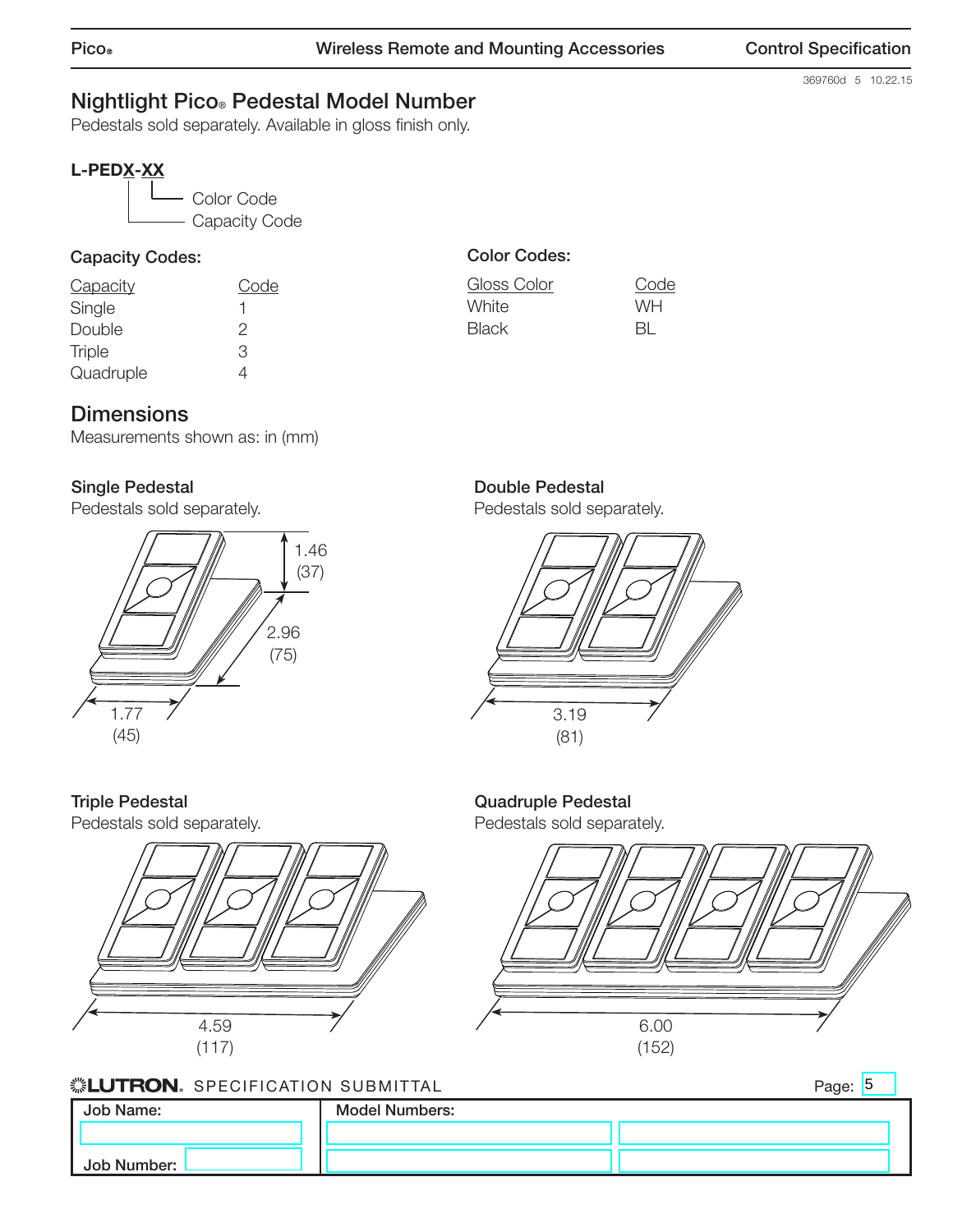## Nightlight Pico® Pedestal Model Number

Pedestals sold separately. Available in gloss finish only.

**L-PEDX-XX**

- X — Capacity Code
- XX — Color Code

### Capacity Codes:

| Capacity | Code |
|---|---|
| Single | 1 |
| Double | 2 |
| Triple | 3 |
| Quadruple | 4 |

### Color Codes:

| Gloss Color | Code |
|---|---|
| White | WH |
| Black | BL |

## Dimensions

Measurements shown as: in (mm)

### Single Pedestal

Pedestals sold separately.

1.46 (37)

2.96 (75)

1.77 (45)

### Double Pedestal

Pedestals sold separately.

3.19 (81)

### Triple Pedestal

Pedestals sold separately.

4.59 (117)

### Quadruple Pedestal

Pedestals sold separately.

6.00 (152)

LUTRON® SPECIFICATION SUBMITTAL

| Job Name: | Model Numbers: | |
|---|---|---|
| | | |
| Job Number: | | |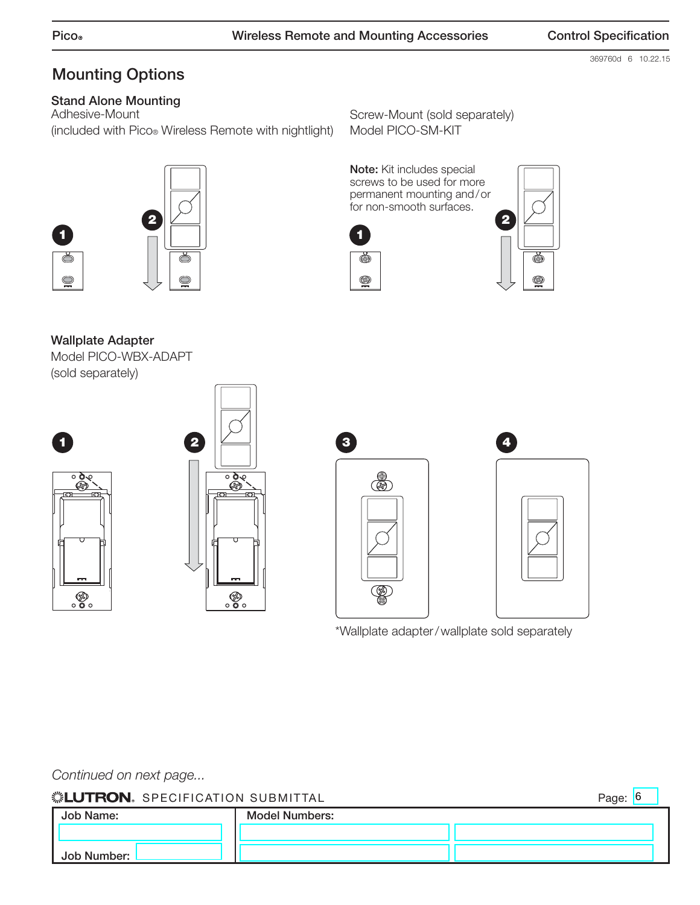## Mounting Options

### Stand Alone Mounting

Adhesive-Mount
(included with Pico® Wireless Remote with nightlight)

Screw-Mount (sold separately)
Model PICO-SM-KIT

**Note:** Kit includes special screws to be used for more permanent mounting and/or for non-smooth surfaces.

### Wallplate Adapter

Model PICO-WBX-ADAPT
(sold separately)

*Wallplate adapter/wallplate sold separately

*Continued on next page...*

LUTRON. SPECIFICATION SUBMITTAL

| Job Name: | Model Numbers: | |
|---|---|---|
| | | |
| Job Number: | | |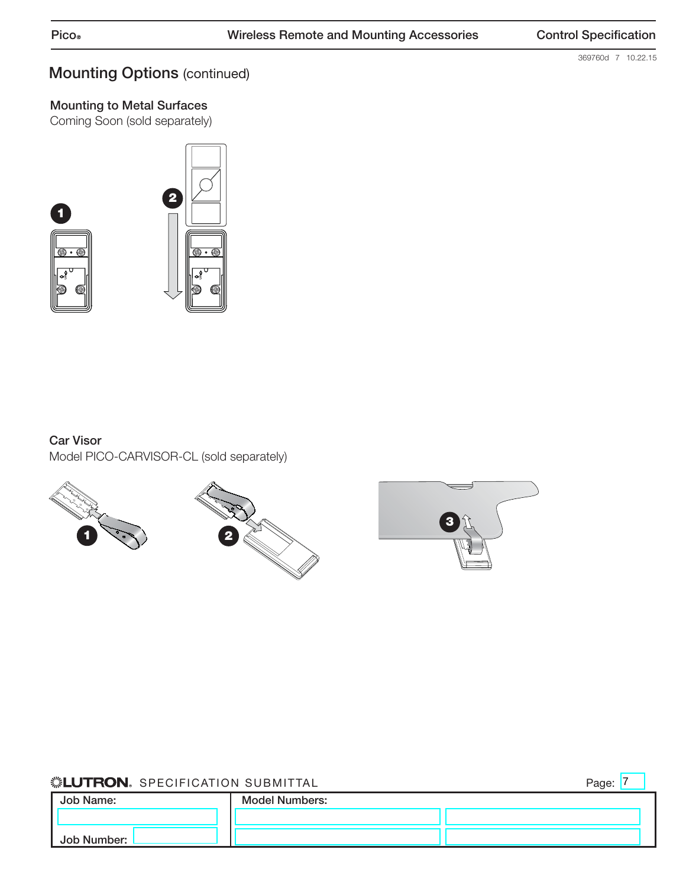369760d 7 10.22.15

## Mounting Options (continued)

### Mounting to Metal Surfaces

Coming Soon (sold separately)

### Car Visor

Model PICO-CARVISOR-CL (sold separately)

**LUTRON** SPECIFICATION SUBMITTAL

Page: 7

| Job Name: | Model Numbers: | |
|---|---|---|
| | | |
| Job Number: | | |